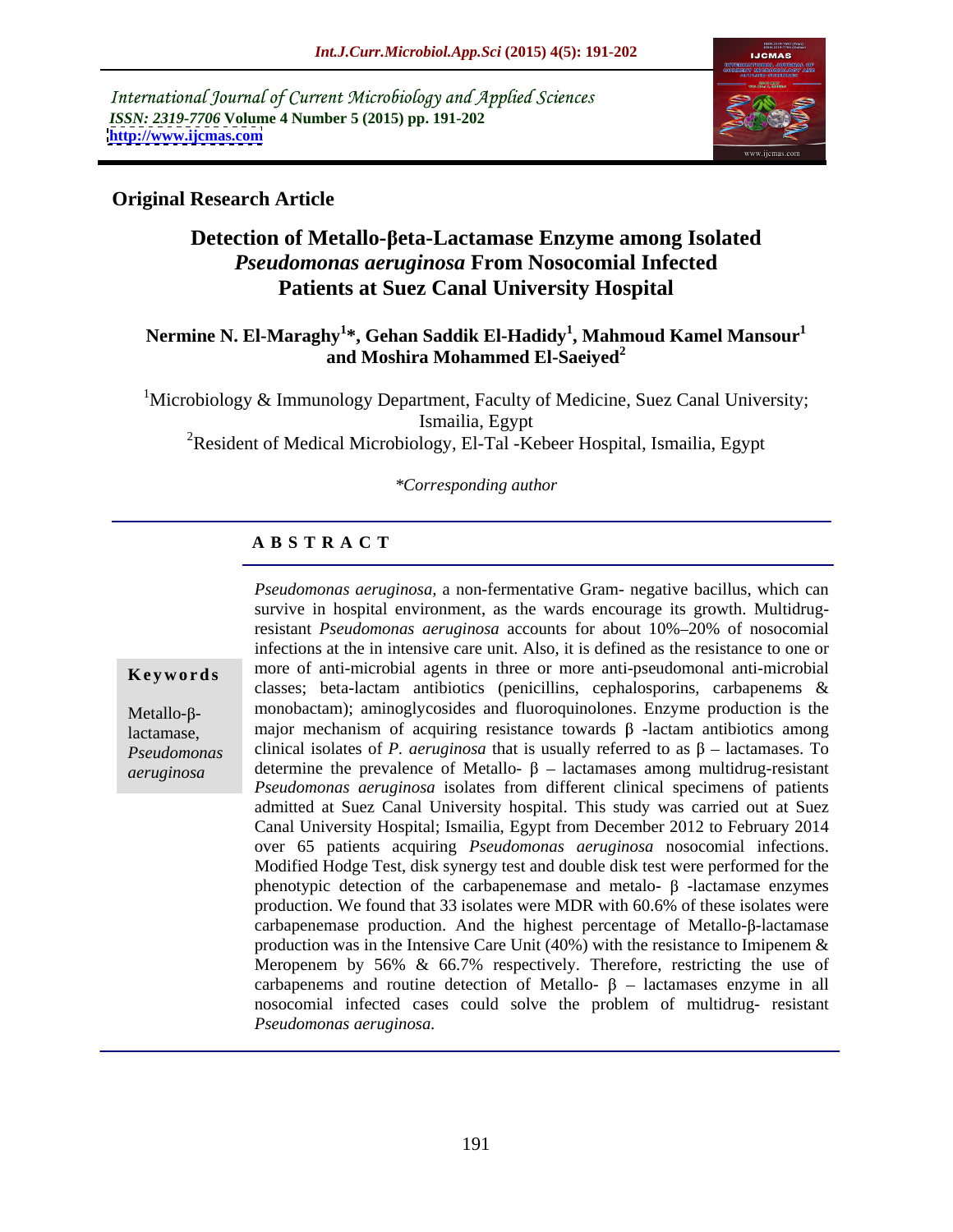International Journal of Current Microbiology and Applied Sciences
*ISSN: 2319-7706* **Volume 4 Number 5 (2015) pp. 191-202**
**http://www.ijcmas.com**

**Original Research Article**

# Detection of Metallo-βeta-Lactamase Enzyme among Isolated *Pseudomonas aeruginosa* From Nosocomial Infected Patients at Suez Canal University Hospital

**Nermine N. El-Maraghy[1]*, Gehan Saddik El-Hadidy[1], Mahmoud Kamel Mansour[1] and Moshira Mohammed El-Saeiyed[2]**

[1]Microbiology & Immunology Department, Faculty of Medicine, Suez Canal University; Ismailia, Egypt
[2]Resident of Medical Microbiology, El-Tal -Kebeer Hospital, Ismailia, Egypt

*\*Corresponding author*

## ABSTRACT

**Keywords**

Metallo-β-lactamase, *Pseudomonas aeruginosa*

*Pseudomonas aeruginosa*, a non-fermentative Gram- negative bacillus, which can survive in hospital environment, as the wards encourage its growth. Multidrug-resistant *Pseudomonas aeruginosa* accounts for about 10%–20% of nosocomial infections at the in intensive care unit. Also, it is defined as the resistance to one or more of anti-microbial agents in three or more anti-pseudomonal anti-microbial classes; beta-lactam antibiotics (penicillins, cephalosporins, carbapenems & monobactam); aminoglycosides and fluoroquinolones. Enzyme production is the major mechanism of acquiring resistance towards β -lactam antibiotics among clinical isolates of *P. aeruginosa* that is usually referred to as β – lactamases. To determine the prevalence of Metallo- β – lactamases among multidrug-resistant *Pseudomonas aeruginosa* isolates from different clinical specimens of patients admitted at Suez Canal University hospital. This study was carried out at Suez Canal University Hospital; Ismailia, Egypt from December 2012 to February 2014 over 65 patients acquiring *Pseudomonas aeruginosa* nosocomial infections. Modified Hodge Test, disk synergy test and double disk test were performed for the phenotypic detection of the carbapenemase and metalo- β -lactamase enzymes production. We found that 33 isolates were MDR with 60.6% of these isolates were carbapenemase production. And the highest percentage of Metallo-β-lactamase production was in the Intensive Care Unit (40%) with the resistance to Imipenem & Meropenem by 56% & 66.7% respectively. Therefore, restricting the use of carbapenems and routine detection of Metallo- β – lactamases enzyme in all nosocomial infected cases could solve the problem of multidrug- resistant *Pseudomonas aeruginosa.*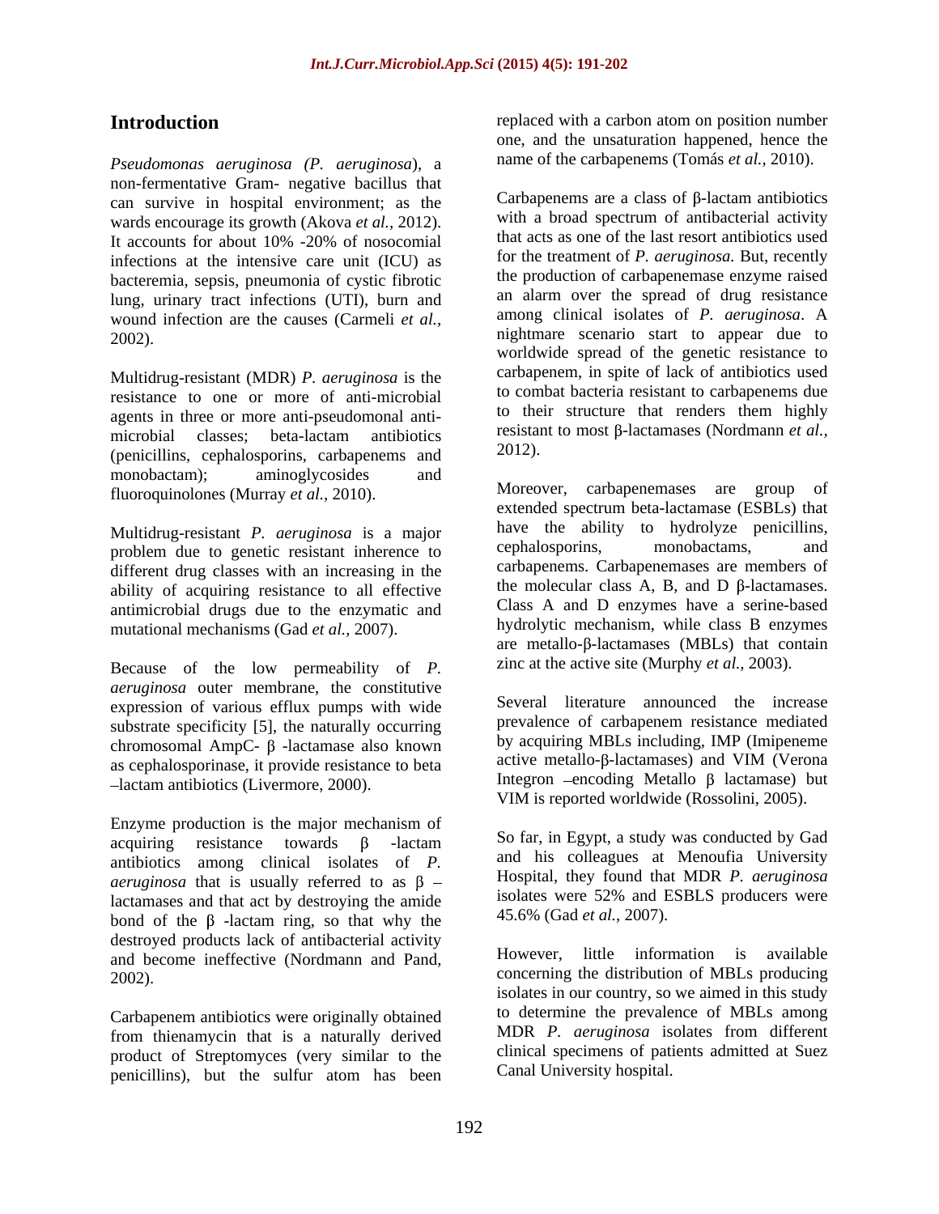## Introduction

*Pseudomonas aeruginosa (P. aeruginosa*), a non-fermentative Gram- negative bacillus that can survive in hospital environment; as the wards encourage its growth (Akova *et al.,* 2012). It accounts for about 10% -20% of nosocomial infections at the intensive care unit (ICU) as bacteremia, sepsis, pneumonia of cystic fibrotic lung, urinary tract infections (UTI), burn and wound infection are the causes (Carmeli *et al.,* 2002).

Multidrug-resistant (MDR) *P. aeruginosa* is the resistance to one or more of anti-microbial agents in three or more anti-pseudomonal anti-microbial classes; beta-lactam antibiotics (penicillins, cephalosporins, carbapenems and monobactam); aminoglycosides and fluoroquinolones (Murray *et al.,* 2010).

Multidrug-resistant *P. aeruginosa* is a major problem due to genetic resistant inherence to different drug classes with an increasing in the ability of acquiring resistance to all effective antimicrobial drugs due to the enzymatic and mutational mechanisms (Gad *et al.,* 2007).

Because of the low permeability of *P. aeruginosa* outer membrane, the constitutive expression of various efflux pumps with wide substrate specificity [5], the naturally occurring chromosomal AmpC- β -lactamase also known as cephalosporinase, it provide resistance to beta –lactam antibiotics (Livermore, 2000).

Enzyme production is the major mechanism of acquiring resistance towards β -lactam antibiotics among clinical isolates of *P. aeruginosa* that is usually referred to as β – lactamases and that act by destroying the amide bond of the β -lactam ring, so that why the destroyed products lack of antibacterial activity and become ineffective (Nordmann and Pand, 2002).

Carbapenem antibiotics were originally obtained from thienamycin that is a naturally derived product of Streptomyces (very similar to the penicillins), but the sulfur atom has been replaced with a carbon atom on position number one, and the unsaturation happened, hence the name of the carbapenems (Tomás *et al.,* 2010).

Carbapenems are a class of β-lactam antibiotics with a broad spectrum of antibacterial activity that acts as one of the last resort antibiotics used for the treatment of *P. aeruginosa.* But, recently the production of carbapenemase enzyme raised an alarm over the spread of drug resistance among clinical isolates of *P. aeruginosa*. A nightmare scenario start to appear due to worldwide spread of the genetic resistance to carbapenem, in spite of lack of antibiotics used to combat bacteria resistant to carbapenems due to their structure that renders them highly resistant to most β-lactamases (Nordmann *et al.,* 2012).

Moreover, carbapenemases are group of extended spectrum beta-lactamase (ESBLs) that have the ability to hydrolyze penicillins, cephalosporins, monobactams, and carbapenems. Carbapenemases are members of the molecular class A, B, and D β-lactamases. Class A and D enzymes have a serine-based hydrolytic mechanism, while class B enzymes are metallo-β-lactamases (MBLs) that contain zinc at the active site (Murphy *et al.,* 2003).

Several literature announced the increase prevalence of carbapenem resistance mediated by acquiring MBLs including, IMP (Imipeneme active metallo-β-lactamases) and VIM (Verona Integron –encoding Metallo β lactamase) but VIM is reported worldwide (Rossolini, 2005).

So far, in Egypt, a study was conducted by Gad and his colleagues at Menoufia University Hospital, they found that MDR *P. aeruginosa* isolates were 52% and ESBLS producers were 45.6% (Gad *et al.,* 2007).

However, little information is available concerning the distribution of MBLs producing isolates in our country, so we aimed in this study to determine the prevalence of MBLs among MDR *P. aeruginosa* isolates from different clinical specimens of patients admitted at Suez Canal University hospital.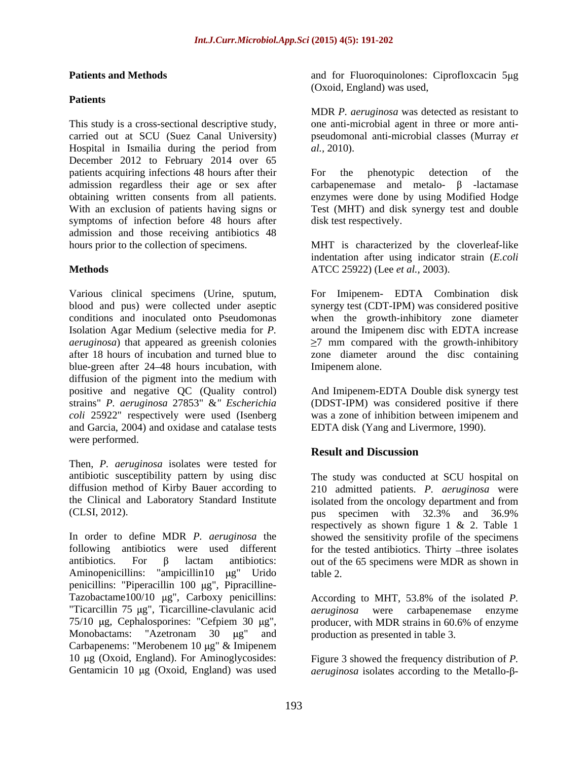## Patients and Methods

### Patients

This study is a cross-sectional descriptive study, carried out at SCU (Suez Canal University) Hospital in Ismailia during the period from December 2012 to February 2014 over 65 patients acquiring infections 48 hours after their admission regardless their age or sex after obtaining written consents from all patients. With an exclusion of patients having signs or symptoms of infection before 48 hours after admission and those receiving antibiotics 48 hours prior to the collection of specimens.

### Methods

Various clinical specimens (Urine, sputum, blood and pus) were collected under aseptic conditions and inoculated onto Pseudomonas Isolation Agar Medium (selective media for *P. aeruginosa*) that appeared as greenish colonies after 18 hours of incubation and turned blue to blue-green after 24–48 hours incubation, with diffusion of the pigment into the medium with positive and negative QC (Quality control) strains" *P. aeruginosa* 27853" &" *Escherichia coli* 25922" respectively were used (Isenberg and Garcia, 2004) and oxidase and catalase tests were performed.

Then, *P. aeruginosa* isolates were tested for antibiotic susceptibility pattern by using disc diffusion method of Kirby Bauer according to the Clinical and Laboratory Standard Institute (CLSI, 2012).

In order to define MDR *P. aeruginosa* the following antibiotics were used different antibiotics. For β lactam antibiotics: Aminopenicillins: "ampicillin10 μg" Urido penicillins: "Piperacillin 100 μg", Pipracilline-Tazobactame100/10 μg", Carboxy penicillins: "Ticarcillin 75 μg", Ticarcilline-clavulanic acid 75/10 μg, Cephalosporines: "Cefpiem 30 μg", Monobactams: "Azetronam 30 μg" and Carbapenems: "Merobenem 10 μg" & Imipenem 10 μg (Oxoid, England). For Aminoglycosides: Gentamicin 10 μg (Oxoid, England) was used and for Fluoroquinolones: Ciprofloxcacin 5μg (Oxoid, England) was used,

MDR *P. aeruginosa* was detected as resistant to one anti-microbial agent in three or more anti-pseudomonal anti-microbial classes (Murray *et al.,* 2010).

For the phenotypic detection of the carbapenemase and metalo- β -lactamase enzymes were done by using Modified Hodge Test (MHT) and disk synergy test and double disk test respectively.

MHT is characterized by the cloverleaf-like indentation after using indicator strain (*E.coli* ATCC 25922) (Lee *et al.,* 2003).

For Imipenem- EDTA Combination disk synergy test (CDT-IPM) was considered positive when the growth-inhibitory zone diameter around the Imipenem disc with EDTA increase ≥7 mm compared with the growth-inhibitory zone diameter around the disc containing Imipenem alone.

And Imipenem-EDTA Double disk synergy test (DDST-IPM) was considered positive if there was a zone of inhibition between imipenem and EDTA disk (Yang and Livermore, 1990).

## Result and Discussion

The study was conducted at SCU hospital on 210 admitted patients. *P. aeruginosa* were isolated from the oncology department and from pus specimen with 32.3% and 36.9% respectively as shown figure 1 & 2. Table 1 showed the sensitivity profile of the specimens for the tested antibiotics. Thirty –three isolates out of the 65 specimens were MDR as shown in table 2.

According to MHT, 53.8% of the isolated *P. aeruginosa* were carbapenemase enzyme producer, with MDR strains in 60.6% of enzyme production as presented in table 3.

Figure 3 showed the frequency distribution of *P. aeruginosa* isolates according to the Metallo-β-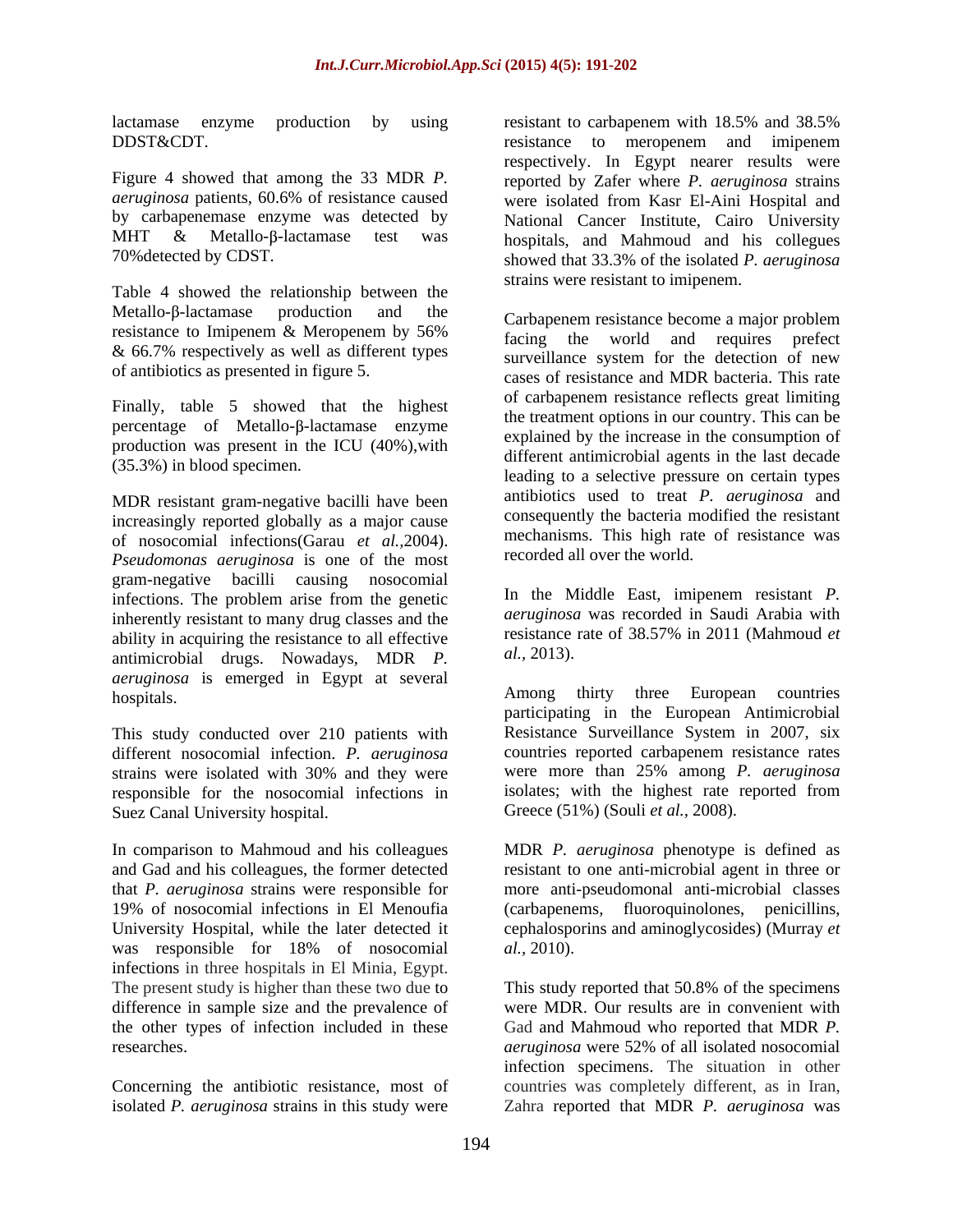lactamase enzyme production by using DDST&CDT.

Figure 4 showed that among the 33 MDR *P. aeruginosa* patients, 60.6% of resistance caused by carbapenemase enzyme was detected by MHT & Metallo-β-lactamase test was 70%detected by CDST.

Table 4 showed the relationship between the Metallo-β-lactamase production and the resistance to Imipenem & Meropenem by 56% & 66.7% respectively as well as different types of antibiotics as presented in figure 5.

Finally, table 5 showed that the highest percentage of Metallo-β-lactamase enzyme production was present in the ICU (40%),with (35.3%) in blood specimen.

MDR resistant gram-negative bacilli have been increasingly reported globally as a major cause of nosocomial infections(Garau *et al.*,2004). *Pseudomonas aeruginosa* is one of the most gram-negative bacilli causing nosocomial infections. The problem arise from the genetic inherently resistant to many drug classes and the ability in acquiring the resistance to all effective antimicrobial drugs. Nowadays, MDR *P. aeruginosa* is emerged in Egypt at several hospitals.

This study conducted over 210 patients with different nosocomial infection. *P. aeruginosa* strains were isolated with 30% and they were responsible for the nosocomial infections in Suez Canal University hospital.

In comparison to Mahmoud and his colleagues and Gad and his colleagues, the former detected that *P. aeruginosa* strains were responsible for 19% of nosocomial infections in El Menoufia University Hospital, while the later detected it was responsible for 18% of nosocomial infections in three hospitals in El Minia, Egypt. The present study is higher than these two due to difference in sample size and the prevalence of the other types of infection included in these researches.

Concerning the antibiotic resistance, most of isolated *P. aeruginosa* strains in this study were resistant to carbapenem with 18.5% and 38.5% resistance to meropenem and imipenem respectively. In Egypt nearer results were reported by Zafer where *P. aeruginosa* strains were isolated from Kasr El-Aini Hospital and National Cancer Institute, Cairo University hospitals, and Mahmoud and his collegues showed that 33.3% of the isolated *P. aeruginosa* strains were resistant to imipenem.

Carbapenem resistance become a major problem facing the world and requires prefect surveillance system for the detection of new cases of resistance and MDR bacteria. This rate of carbapenem resistance reflects great limiting the treatment options in our country. This can be explained by the increase in the consumption of different antimicrobial agents in the last decade leading to a selective pressure on certain types antibiotics used to treat *P. aeruginosa* and consequently the bacteria modified the resistant mechanisms. This high rate of resistance was recorded all over the world.

In the Middle East, imipenem resistant *P. aeruginosa* was recorded in Saudi Arabia with resistance rate of 38.57% in 2011 (Mahmoud *et al.,* 2013).

Among thirty three European countries participating in the European Antimicrobial Resistance Surveillance System in 2007, six countries reported carbapenem resistance rates were more than 25% among *P. aeruginosa* isolates; with the highest rate reported from Greece (51%) (Souli *et al.,* 2008).

MDR *P. aeruginosa* phenotype is defined as resistant to one anti-microbial agent in three or more anti-pseudomonal anti-microbial classes (carbapenems, fluoroquinolones, penicillins, cephalosporins and aminoglycosides) (Murray *et al.,* 2010).

This study reported that 50.8% of the specimens were MDR. Our results are in convenient with Gad and Mahmoud who reported that MDR *P. aeruginosa* were 52% of all isolated nosocomial infection specimens. The situation in other countries was completely different, as in Iran, Zahra reported that MDR *P. aeruginosa* was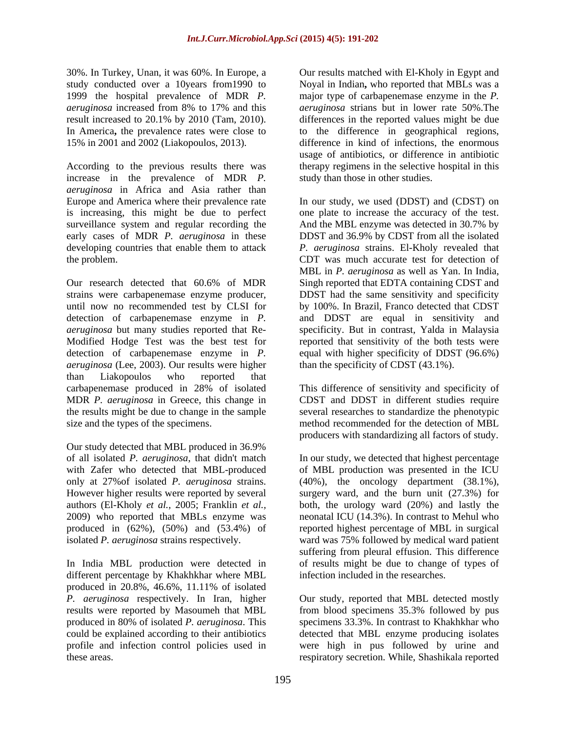30%. In Turkey, Unan, it was 60%. In Europe, a study conducted over a 10years from1990 to 1999 the hospital prevalence of MDR *P. aeruginosa* increased from 8% to 17% and this result increased to 20.1% by 2010 (Tam, 2010). In America**,** the prevalence rates were close to 15% in 2001 and 2002 (Liakopoulos, 2013).

According to the previous results there was increase in the prevalence of MDR *P. aeruginosa* in Africa and Asia rather than Europe and America where their prevalence rate is increasing, this might be due to perfect surveillance system and regular recording the early cases of MDR *P. aeruginosa* in these developing countries that enable them to attack the problem.

Our research detected that 60.6% of MDR strains were carbapenemase enzyme producer, until now no recommended test by CLSI for detection of carbapenemase enzyme in *P. aeruginosa* but many studies reported that Re-Modified Hodge Test was the best test for detection of carbapenemase enzyme in *P. aeruginosa* (Lee, 2003). Our results were higher than Liakopoulos who reported that carbapenemase produced in 28% of isolated MDR *P. aeruginosa* in Greece, this change in the results might be due to change in the sample size and the types of the specimens.

Our study detected that MBL produced in 36.9% of all isolated *P. aeruginosa*, that didn't match with Zafer who detected that MBL-produced only at 27%of isolated *P. aeruginosa* strains. However higher results were reported by several authors (El-Kholy *et al.,* 2005; Franklin *et al.,* 2009) who reported that MBLs enzyme was produced in (62%), (50%) and (53.4%) of isolated *P. aeruginosa* strains respectively.

In India MBL production were detected in different percentage by Khakhkhar where MBL produced in 20.8%, 46.6%, 11.11% of isolated *P. aeruginosa* respectively. In Iran, higher results were reported by Masoumeh that MBL produced in 80% of isolated *P. aeruginosa*. This could be explained according to their antibiotics profile and infection control policies used in these areas.

Our results matched with El-Kholy in Egypt and Noyal in Indian**,** who reported that MBLs was a major type of carbapenemase enzyme in the *P. aeruginosa* strians but in lower rate 50%.The differences in the reported values might be due to the difference in geographical regions, difference in kind of infections, the enormous usage of antibiotics, or difference in antibiotic therapy regimens in the selective hospital in this study than those in other studies.

In our study, we used (DDST) and (CDST) on one plate to increase the accuracy of the test. And the MBL enzyme was detected in 30.7% by DDST and 36.9% by CDST from all the isolated *P. aeruginosa* strains. El-Kholy revealed that CDT was much accurate test for detection of MBL in *P. aeruginosa* as well as Yan. In India, Singh reported that EDTA containing CDST and DDST had the same sensitivity and specificity by 100%. In Brazil, Franco detected that CDST and DDST are equal in sensitivity and specificity. But in contrast, Yalda in Malaysia reported that sensitivity of the both tests were equal with higher specificity of DDST (96.6%) than the specificity of CDST (43.1%).

This difference of sensitivity and specificity of CDST and DDST in different studies require several researches to standardize the phenotypic method recommended for the detection of MBL producers with standardizing all factors of study.

In our study, we detected that highest percentage of MBL production was presented in the ICU (40%), the oncology department (38.1%), surgery ward, and the burn unit (27.3%) for both, the urology ward (20%) and lastly the neonatal ICU (14.3%). In contrast to Mehul who reported highest percentage of MBL in surgical ward was 75% followed by medical ward patient suffering from pleural effusion. This difference of results might be due to change of types of infection included in the researches.

Our study, reported that MBL detected mostly from blood specimens 35.3% followed by pus specimens 33.3%. In contrast to Khakhkhar who detected that MBL enzyme producing isolates were high in pus followed by urine and respiratory secretion. While, Shashikala reported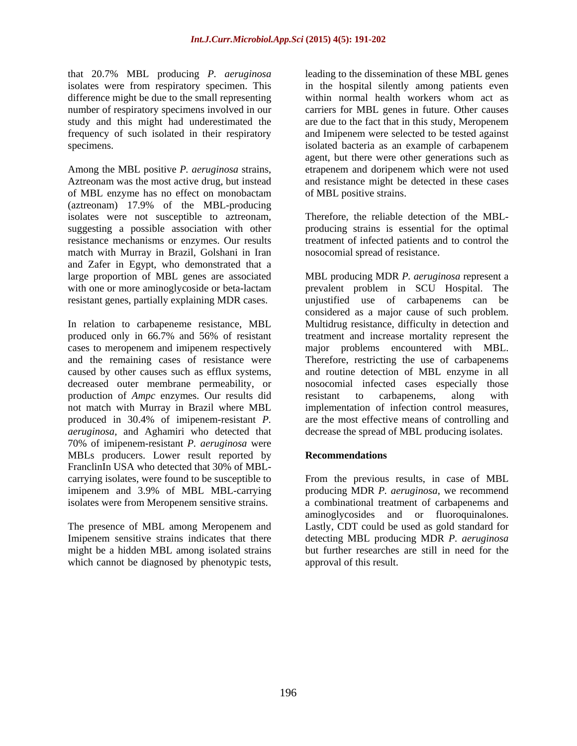that 20.7% MBL producing *P. aeruginosa* isolates were from respiratory specimen. This difference might be due to the small representing number of respiratory specimens involved in our study and this might had underestimated the frequency of such isolated in their respiratory specimens.

Among the MBL positive *P. aeruginosa* strains, Aztreonam was the most active drug, but instead of MBL enzyme has no effect on monobactam (aztreonam) 17.9% of the MBL-producing isolates were not susceptible to aztreonam, suggesting a possible association with other resistance mechanisms or enzymes. Our results match with Murray in Brazil, Golshani in Iran and Zafer in Egypt, who demonstrated that a large proportion of MBL genes are associated with one or more aminoglycoside or beta-lactam resistant genes, partially explaining MDR cases.

In relation to carbapeneme resistance, MBL produced only in 66.7% and 56% of resistant cases to meropenem and imipenem respectively and the remaining cases of resistance were caused by other causes such as efflux systems, decreased outer membrane permeability, or production of *Ampc* enzymes. Our results did not match with Murray in Brazil where MBL produced in 30.4% of imipenem-resistant *P. aeruginosa,* and Aghamiri who detected that 70% of imipenem-resistant *P. aeruginosa* were MBLs producers. Lower result reported by FranclinIn USA who detected that 30% of MBL-carrying isolates, were found to be susceptible to imipenem and 3.9% of MBL MBL-carrying isolates were from Meropenem sensitive strains.

The presence of MBL among Meropenem and Imipenem sensitive strains indicates that there might be a hidden MBL among isolated strains which cannot be diagnosed by phenotypic tests, leading to the dissemination of these MBL genes in the hospital silently among patients even within normal health workers whom act as carriers for MBL genes in future. Other causes are due to the fact that in this study, Meropenem and Imipenem were selected to be tested against isolated bacteria as an example of carbapenem agent, but there were other generations such as etrapenem and doripenem which were not used and resistance might be detected in these cases of MBL positive strains.

Therefore, the reliable detection of the MBL-producing strains is essential for the optimal treatment of infected patients and to control the nosocomial spread of resistance.

MBL producing MDR *P. aeruginosa* represent a prevalent problem in SCU Hospital. The unjustified use of carbapenems can be considered as a major cause of such problem. Multidrug resistance, difficulty in detection and treatment and increase mortality represent the major problems encountered with MBL. Therefore, restricting the use of carbapenems and routine detection of MBL enzyme in all nosocomial infected cases especially those resistant to carbapenems, along with implementation of infection control measures, are the most effective means of controlling and decrease the spread of MBL producing isolates.

## Recommendations

From the previous results, in case of MBL producing MDR *P. aeruginosa*, we recommend a combinational treatment of carbapenems and aminoglycosides and or fluoroquinalones. Lastly, CDT could be used as gold standard for detecting MBL producing MDR *P. aeruginosa* but further researches are still in need for the approval of this result.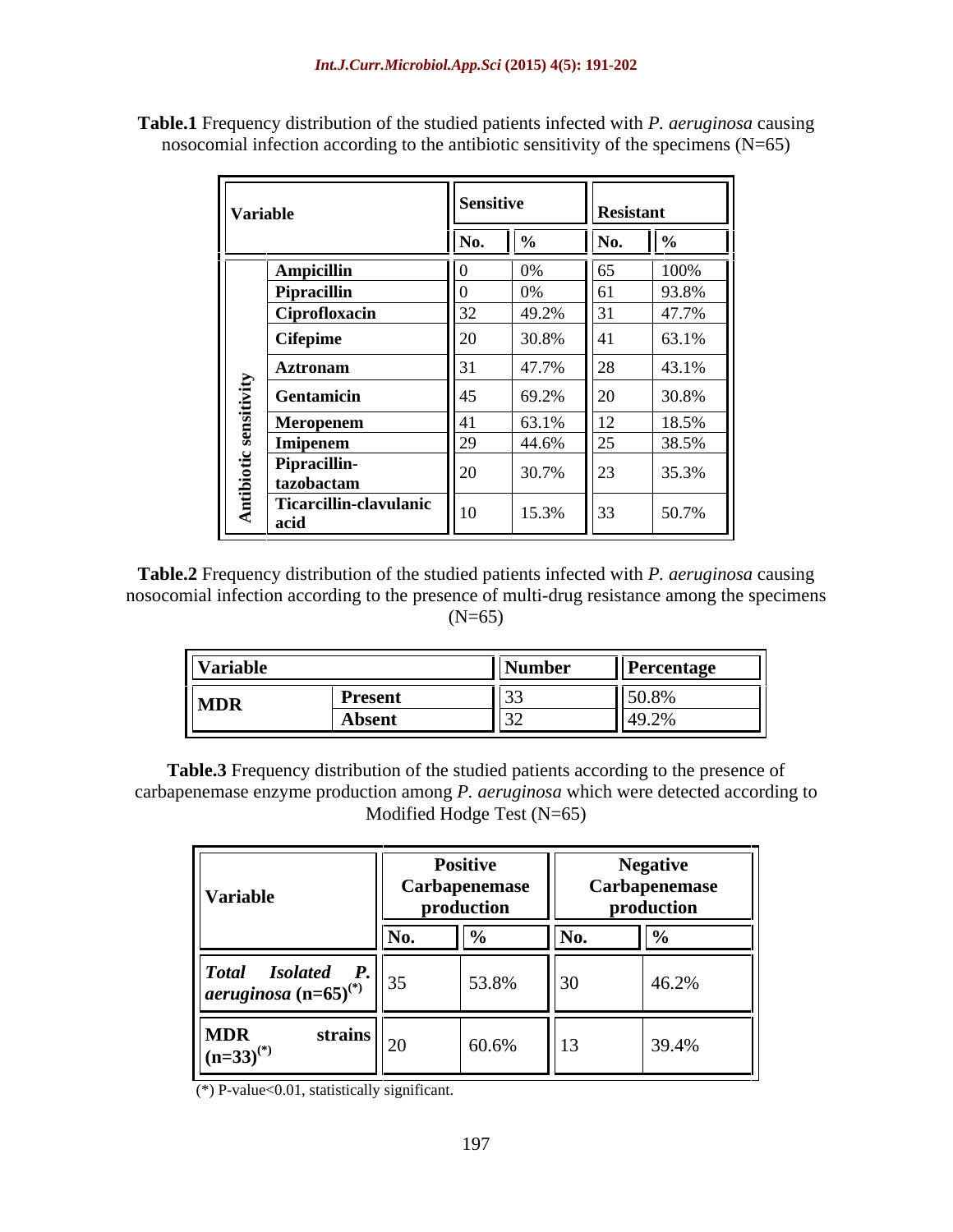**Table.1** Frequency distribution of the studied patients infected with *P. aeruginosa* causing nosocomial infection according to the antibiotic sensitivity of the specimens (N=65)

| Variable | | Sensitive | | Resistant | |
|---|---|---|---|---|---|
| | | No. | % | No. | % |
| Antibiotic sensitivity | **Ampicillin** | 0 | 0% | 65 | 100% |
| | **Pipracillin** | 0 | 0% | 61 | 93.8% |
| | **Ciprofloxacin** | 32 | 49.2% | 31 | 47.7% |
| | **Cifepime** | 20 | 30.8% | 41 | 63.1% |
| | **Aztronam** | 31 | 47.7% | 28 | 43.1% |
| | **Gentamicin** | 45 | 69.2% | 20 | 30.8% |
| | **Meropenem** | 41 | 63.1% | 12 | 18.5% |
| | **Imipenem** | 29 | 44.6% | 25 | 38.5% |
| | **Pipracillin-tazobactam** | 20 | 30.7% | 23 | 35.3% |
| | **Ticarcillin-clavulanic acid** | 10 | 15.3% | 33 | 50.7% |

**Table.2** Frequency distribution of the studied patients infected with *P. aeruginosa* causing nosocomial infection according to the presence of multi-drug resistance among the specimens (N=65)

| Variable | | Number | Percentage |
|---|---|---|---|
| **MDR** | **Present** | 33 | 50.8% |
| | **Absent** | 32 | 49.2% |

**Table.3** Frequency distribution of the studied patients according to the presence of carbapenemase enzyme production among *P. aeruginosa* which were detected according to Modified Hodge Test (N=65)

| Variable | Positive Carbapenemase production | | Negative Carbapenemase production | |
|---|---|---|---|---|
| | No. | % | No. | % |
| ***Total Isolated P. aeruginosa* (n=65)(\*)** | 35 | 53.8% | 30 | 46.2% |
| **MDR strains (n=33)(\*)** | 20 | 60.6% | 13 | 39.4% |

(\*) P-value<0.01, statistically significant.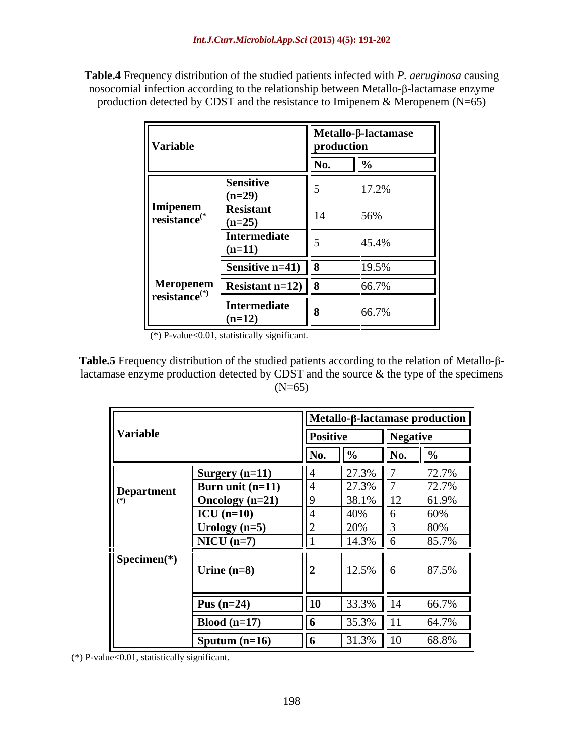**Table.4** Frequency distribution of the studied patients infected with *P. aeruginosa* causing nosocomial infection according to the relationship between Metallo-β-lactamase enzyme production detected by CDST and the resistance to Imipenem & Meropenem (N=65)

| Variable | | Metallo-β-lactamase production | |
|---|---|---|---|
| | | **No.** | **%** |
| **Imipenem resistance(*)** | **Sensitive (n=29)** | 5 | 17.2% |
| | **Resistant (n=25)** | 14 | 56% |
| | **Intermediate (n=11)** | 5 | 45.4% |
| **Meropenem resistance(*)** | **Sensitive n=41)** | **8** | 19.5% |
| | **Resistant n=12)** | **8** | 66.7% |
| | **Intermediate (n=12)** | **8** | 66.7% |

(*) P-value<0.01, statistically significant.

**Table.5** Frequency distribution of the studied patients according to the relation of Metallo-β-lactamase enzyme production detected by CDST and the source & the type of the specimens (N=65)

| Variable | | Metallo-β-lactamase production | | | |
|---|---|---|---|---|---|
| | | **Positive** | | **Negative** | |
| | | **No.** | **%** | **No.** | **%** |
| **Department (*)** | **Surgery (n=11)** | 4 | 27.3% | 7 | 72.7% |
| | **Burn unit (n=11)** | 4 | 27.3% | 7 | 72.7% |
| | **Oncology (n=21)** | 9 | 38.1% | 12 | 61.9% |
| | **ICU (n=10)** | 4 | 40% | 6 | 60% |
| | **Urology (n=5)** | 2 | 20% | 3 | 80% |
| | **NICU (n=7)** | 1 | 14.3% | 6 | 85.7% |
| **Specimen(*)** | **Urine (n=8)** | **2** | 12.5% | 6 | 87.5% |
| | **Pus (n=24)** | **10** | 33.3% | 14 | 66.7% |
| | **Blood (n=17)** | **6** | 35.3% | 11 | 64.7% |
| | **Sputum (n=16)** | **6** | 31.3% | 10 | 68.8% |

(*) P-value<0.01, statistically significant.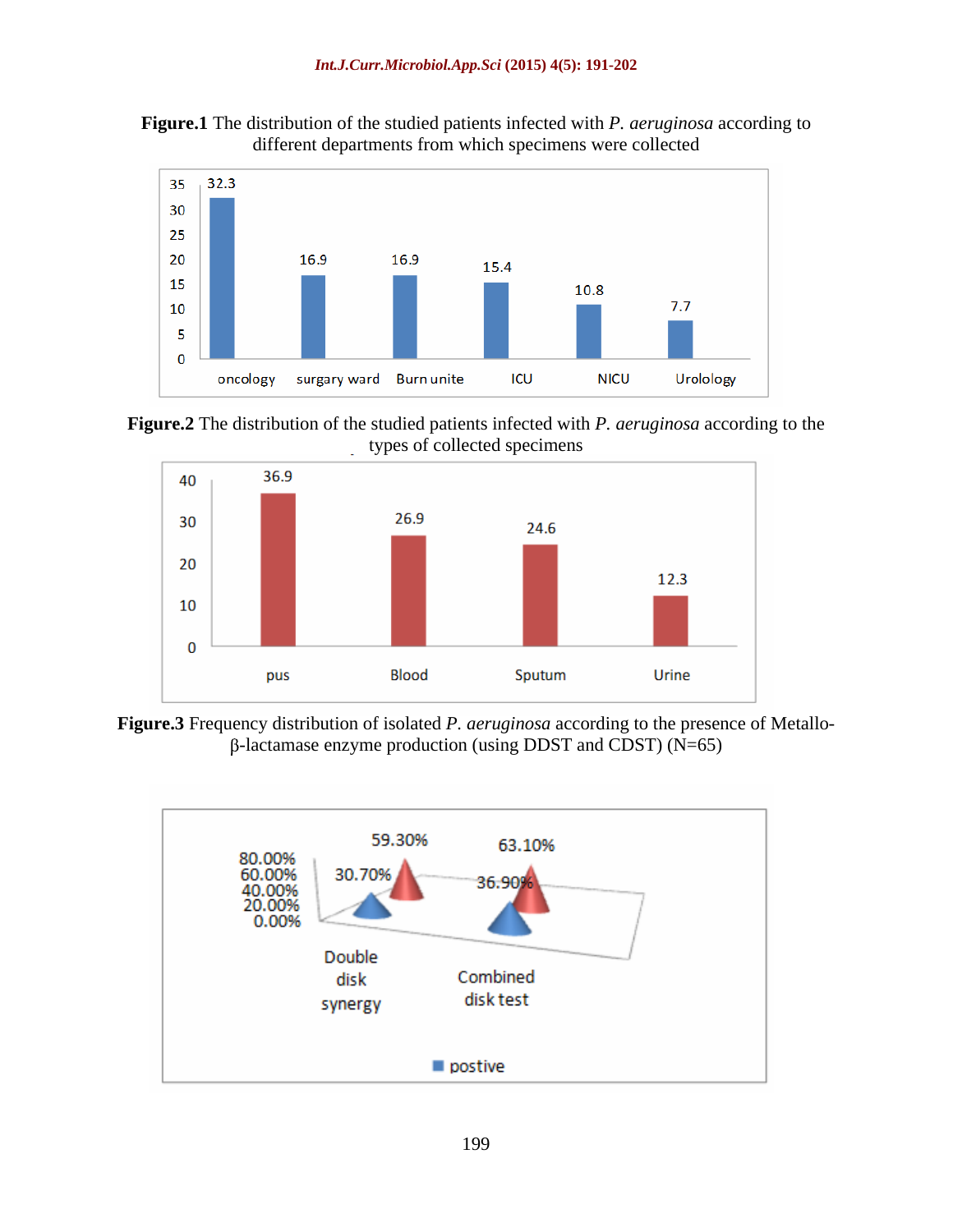**Figure.1** The distribution of the studied patients infected with *P. aeruginosa* according to different departments from which specimens were collected

| Department | % |
|---|---|
| oncology | 32.3 |
| surgary ward | 16.9 |
| Burn unite | 16.9 |
| ICU | 15.4 |
| NICU | 10.8 |
| Urolology | 7.7 |

**Figure.2** The distribution of the studied patients infected with *P. aeruginosa* according to the types of collected specimens

| Specimen | % |
|---|---|
| pus | 36.9 |
| Blood | 26.9 |
| Sputum | 24.6 |
| Urine | 12.3 |

**Figure.3** Frequency distribution of isolated *P. aeruginosa* according to the presence of Metallo-β-lactamase enzyme production (using DDST and CDST) (N=65)

| Test | postive | |
|---|---|---|
| Double disk synergy | 30.70% | 59.30% |
| Combined disk test | 36.90% | 63.10% |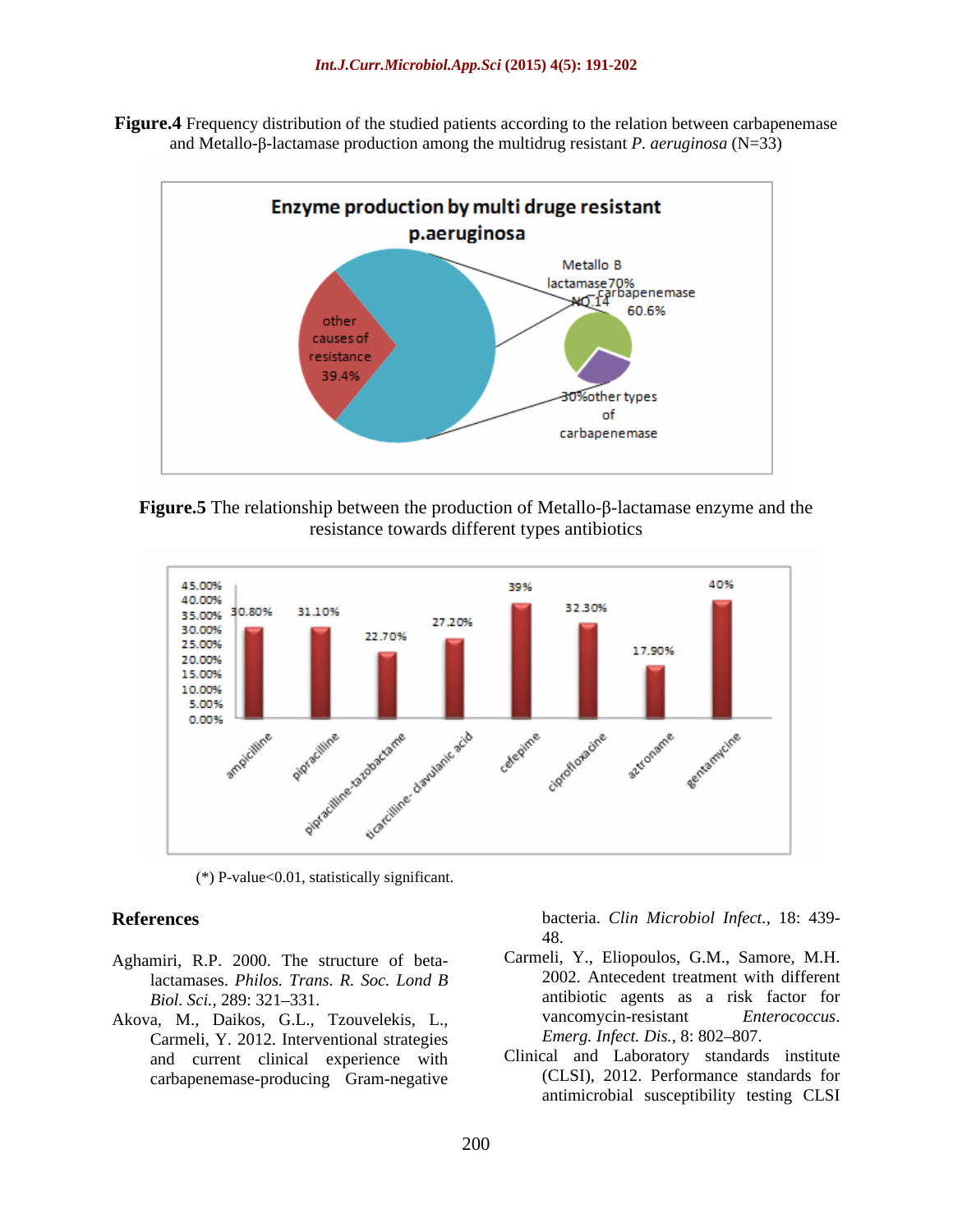**Figure.4** Frequency distribution of the studied patients according to the relation between carbapenemase and Metallo-β-lactamase production among the multidrug resistant *P. aeruginosa* (N=33)

**Figure.5** The relationship between the production of Metallo-β-lactamase enzyme and the resistance towards different types antibiotics

(*) P-value<0.01, statistically significant.

## References

Aghamiri, R.P. 2000. The structure of beta-lactamases. *Philos. Trans. R. Soc. Lond B Biol. Sci.,* 289: 321–331.

Akova, M., Daikos, G.L., Tzouvelekis, L., Carmeli, Y. 2012. Interventional strategies and current clinical experience with carbapenemase-producing Gram-negative bacteria. *Clin Microbiol Infect.,* 18: 439-48.

Carmeli, Y., Eliopoulos, G.M., Samore, M.H. 2002. Antecedent treatment with different antibiotic agents as a risk factor for vancomycin-resistant *Enterococcus*. *Emerg. Infect. Dis.,* 8: 802–807.

Clinical and Laboratory standards institute (CLSI), 2012. Performance standards for antimicrobial susceptibility testing CLSI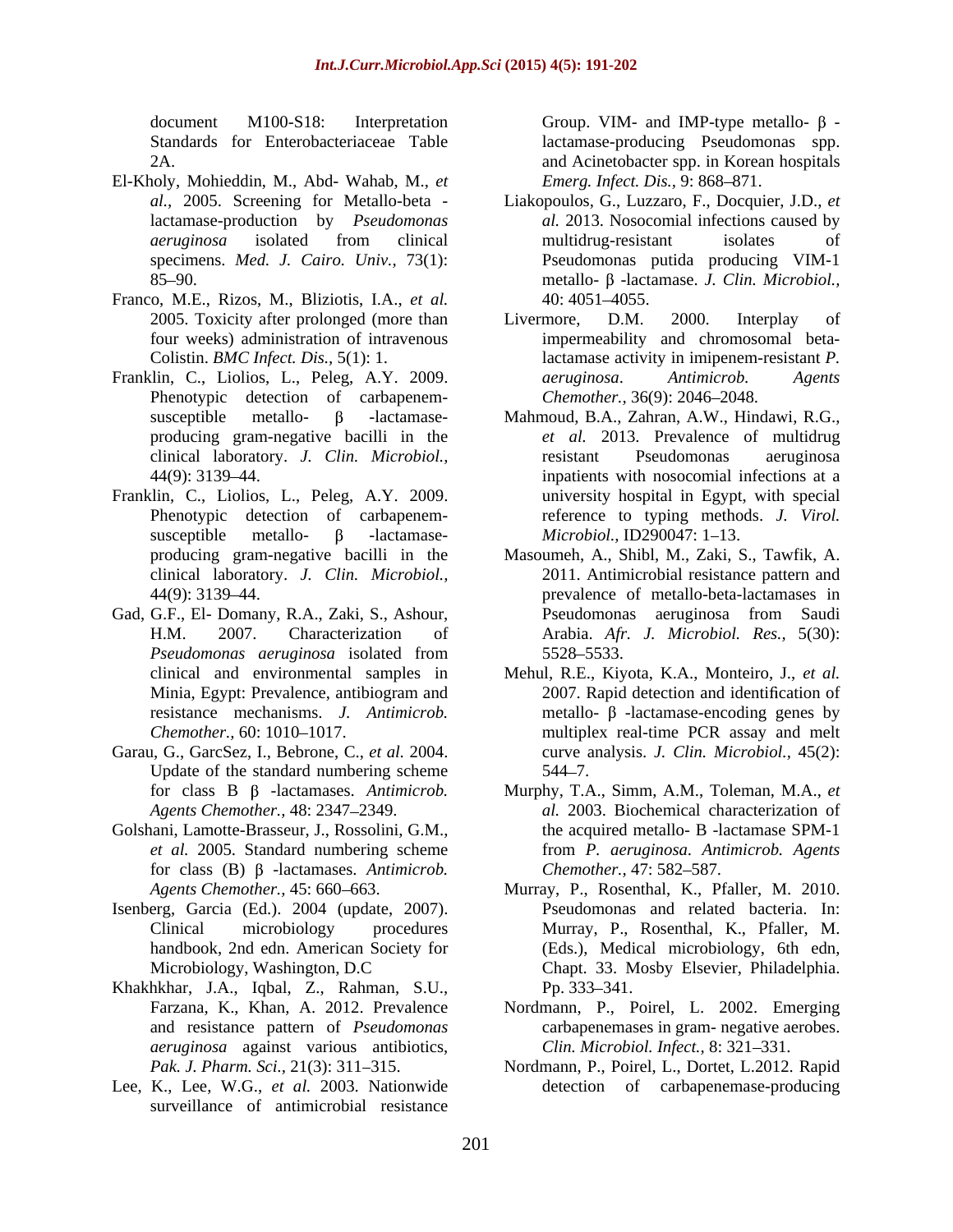document M100-S18: Interpretation Standards for Enterobacteriaceae Table 2A.

El-Kholy, Mohieddin, M., Abd- Wahab, M., *et al.,* 2005. Screening for Metallo-beta - lactamase-production by *Pseudomonas aeruginosa* isolated from clinical specimens. *Med. J. Cairo. Univ.,* 73(1): 85–90.

Franco, M.E., Rizos, M., Bliziotis, I.A., *et al.* 2005. Toxicity after prolonged (more than four weeks) administration of intravenous Colistin. *BMC Infect. Dis.,* 5(1): 1.

Franklin, C., Liolios, L., Peleg, A.Y. 2009. Phenotypic detection of carbapenem-susceptible metallo- β -lactamase-producing gram-negative bacilli in the clinical laboratory. *J. Clin. Microbiol.,* 44(9): 3139–44.

Franklin, C., Liolios, L., Peleg, A.Y. 2009. Phenotypic detection of carbapenem-susceptible metallo- β -lactamase-producing gram-negative bacilli in the clinical laboratory. *J. Clin. Microbiol.,* 44(9): 3139–44.

Gad, G.F., El- Domany, R.A., Zaki, S., Ashour, H.M. 2007. Characterization of *Pseudomonas aeruginosa* isolated from clinical and environmental samples in Minia, Egypt: Prevalence, antibiogram and resistance mechanisms. *J. Antimicrob. Chemother.,* 60: 1010–1017.

Garau, G., GarcSez, I., Bebrone, C., *et al.* 2004. Update of the standard numbering scheme for class B β -lactamases. *Antimicrob. Agents Chemother.,* 48: 2347–2349.

Golshani, Lamotte-Brasseur, J., Rossolini, G.M., *et al.* 2005. Standard numbering scheme for class (B) β -lactamases. *Antimicrob. Agents Chemother.,* 45: 660–663.

Isenberg, Garcia (Ed.). 2004 (update, 2007). Clinical microbiology procedures handbook, 2nd edn. American Society for Microbiology, Washington, D.C

Khakhkhar, J.A., Iqbal, Z., Rahman, S.U., Farzana, K., Khan, A. 2012. Prevalence and resistance pattern of *Pseudomonas aeruginosa* against various antibiotics, *Pak. J. Pharm. Sci.,* 21(3): 311–315.

Lee, K., Lee, W.G., *et al.* 2003. Nationwide surveillance of antimicrobial resistance Group. VIM- and IMP-type metallo- β -lactamase-producing Pseudomonas spp. and Acinetobacter spp. in Korean hospitals *Emerg. Infect. Dis.,* 9: 868–871.

Liakopoulos, G., Luzzaro, F., Docquier, J.D., *et al.* 2013. Nosocomial infections caused by multidrug-resistant isolates of Pseudomonas putida producing VIM-1 metallo- β -lactamase. *J. Clin. Microbiol.,* 40: 4051–4055.

Livermore, D.M. 2000. Interplay of impermeability and chromosomal beta-lactamase activity in imipenem-resistant *P. aeruginosa*. *Antimicrob. Agents Chemother.,* 36(9): 2046–2048.

Mahmoud, B.A., Zahran, A.W., Hindawi, R.G., *et al.* 2013. Prevalence of multidrug resistant Pseudomonas aeruginosa inpatients with nosocomial infections at a university hospital in Egypt, with special reference to typing methods. *J. Virol. Microbiol.,* ID290047: 1–13.

Masoumeh, A., Shibl, M., Zaki, S., Tawfik, A. 2011. Antimicrobial resistance pattern and prevalence of metallo-beta-lactamases in Pseudomonas aeruginosa from Saudi Arabia. *Afr. J. Microbiol. Res.,* 5(30): 5528–5533.

Mehul, R.E., Kiyota, K.A., Monteiro, J., *et al.* 2007. Rapid detection and identification of metallo- β -lactamase-encoding genes by multiplex real-time PCR assay and melt curve analysis. *J. Clin. Microbiol.,* 45(2): 544–7.

Murphy, T.A., Simm, A.M., Toleman, M.A., *et al.* 2003. Biochemical characterization of the acquired metallo- B -lactamase SPM-1 from *P. aeruginosa*. *Antimicrob. Agents Chemother.,* 47: 582–587.

Murray, P., Rosenthal, K., Pfaller, M. 2010. Pseudomonas and related bacteria. In: Murray, P., Rosenthal, K., Pfaller, M. (Eds.), Medical microbiology, 6th edn, Chapt. 33. Mosby Elsevier, Philadelphia. Pp. 333–341.

Nordmann, P., Poirel, L. 2002. Emerging carbapenemases in gram- negative aerobes. *Clin. Microbiol. Infect.,* 8: 321–331.

Nordmann, P., Poirel, L., Dortet, L.2012. Rapid detection of carbapenemase-producing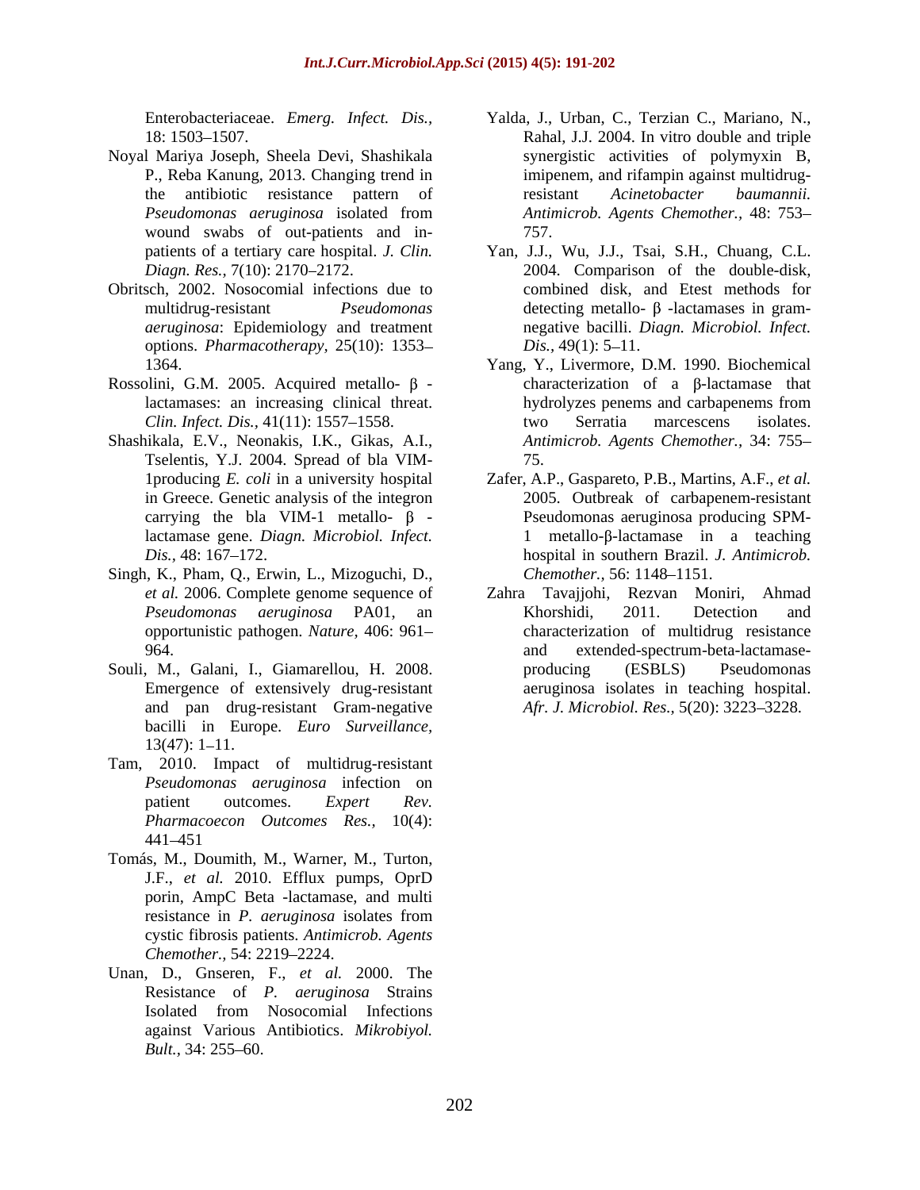Enterobacteriaceae. *Emerg. Infect. Dis.*, 18: 1503–1507.

Noyal Mariya Joseph, Sheela Devi, Shashikala P., Reba Kanung, 2013. Changing trend in the antibiotic resistance pattern of *Pseudomonas aeruginosa* isolated from wound swabs of out-patients and in-patients of a tertiary care hospital. *J. Clin. Diagn. Res.*, 7(10): 2170–2172.

Obritsch, 2002. Nosocomial infections due to multidrug-resistant *Pseudomonas aeruginosa*: Epidemiology and treatment options. *Pharmacotherapy*, 25(10): 1353–1364.

Rossolini, G.M. 2005. Acquired metallo- β -lactamases: an increasing clinical threat. *Clin. Infect. Dis.*, 41(11): 1557–1558.

Shashikala, E.V., Neonakis, I.K., Gikas, A.I., Tselentis, Y.J. 2004. Spread of bla VIM-1producing *E. coli* in a university hospital in Greece. Genetic analysis of the integron carrying the bla VIM-1 metallo- β -lactamase gene. *Diagn. Microbiol. Infect. Dis.*, 48: 167–172.

Singh, K., Pham, Q., Erwin, L., Mizoguchi, D., *et al.* 2006. Complete genome sequence of *Pseudomonas aeruginosa* PA01, an opportunistic pathogen. *Nature*, 406: 961–964.

Souli, M., Galani, I., Giamarellou, H. 2008. Emergence of extensively drug-resistant and pan drug-resistant Gram-negative bacilli in Europe. *Euro Surveillance*, 13(47): 1–11.

Tam, 2010. Impact of multidrug-resistant *Pseudomonas aeruginosa* infection on patient outcomes. *Expert Rev. Pharmacoecon Outcomes Res.*, 10(4): 441–451

Tomás, M., Doumith, M., Warner, M., Turton, J.F., *et al.* 2010. Efflux pumps, OprD porin, AmpC Beta -lactamase, and multi resistance in *P. aeruginosa* isolates from cystic fibrosis patients. *Antimicrob. Agents Chemother.*, 54: 2219–2224.

Unan, D., Gnseren, F., *et al.* 2000. The Resistance of *P. aeruginosa* Strains Isolated from Nosocomial Infections against Various Antibiotics. *Mikrobiyol. Bult.*, 34: 255–60.

Yalda, J., Urban, C., Terzian C., Mariano, N., Rahal, J.J. 2004. In vitro double and triple synergistic activities of polymyxin B, imipenem, and rifampin against multidrug-resistant *Acinetobacter baumannii. Antimicrob. Agents Chemother.*, 48: 753–757.

Yan, J.J., Wu, J.J., Tsai, S.H., Chuang, C.L. 2004. Comparison of the double-disk, combined disk, and Etest methods for detecting metallo- β -lactamases in gram-negative bacilli. *Diagn. Microbiol. Infect. Dis.*, 49(1): 5–11.

Yang, Y., Livermore, D.M. 1990. Biochemical characterization of a β-lactamase that hydrolyzes penems and carbapenems from two Serratia marcescens isolates. *Antimicrob. Agents Chemother.*, 34: 755–75.

Zafer, A.P., Gaspareto, P.B., Martins, A.F., *et al.* 2005. Outbreak of carbapenem-resistant Pseudomonas aeruginosa producing SPM-1 metallo-β-lactamase in a teaching hospital in southern Brazil. *J. Antimicrob. Chemother.*, 56: 1148–1151.

Zahra Tavajjohi, Rezvan Moniri, Ahmad Khorshidi, 2011. Detection and characterization of multidrug resistance and extended-spectrum-beta-lactamase-producing (ESBLS) Pseudomonas aeruginosa isolates in teaching hospital. *Afr. J. Microbiol. Res.*, 5(20): 3223–3228.